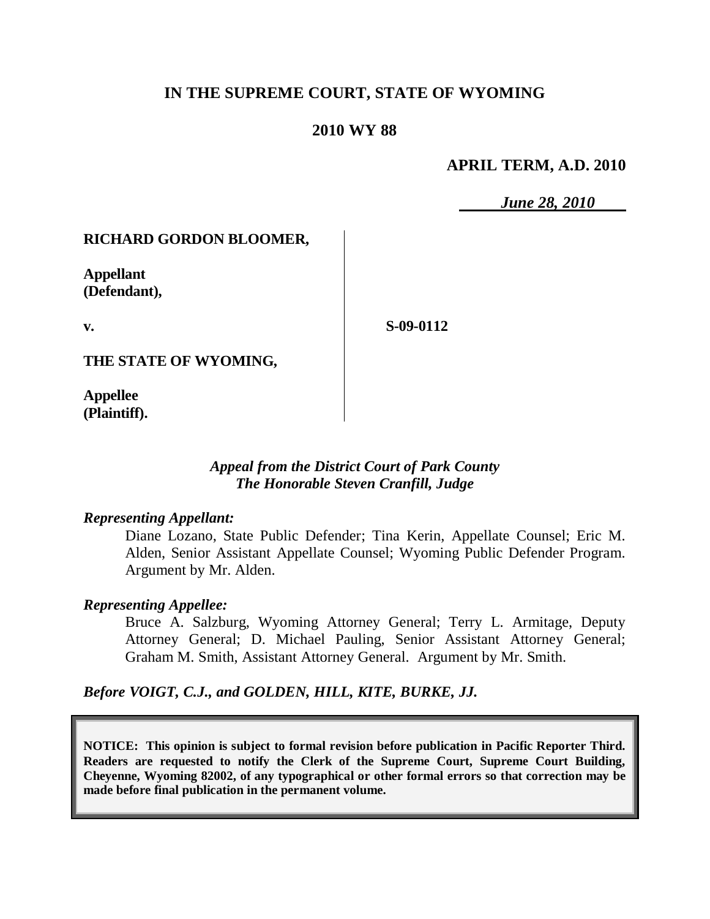# IN THE SUPREME COURT, STATE OF WYOMING

## 2010 WY 88

**APRIL TERM, A.D. 2010**

***June 28, 2010***

**RICHARD GORDON BLOOMER,**

**Appellant (Defendant),**

**v.**

**THE STATE OF WYOMING,**

**Appellee (Plaintiff).**

**S-09-0112**

*Appeal from the District Court of Park County*
*The Honorable Steven Cranfill, Judge*

*Representing Appellant:*

Diane Lozano, State Public Defender; Tina Kerin, Appellate Counsel; Eric M. Alden, Senior Assistant Appellate Counsel; Wyoming Public Defender Program. Argument by Mr. Alden.

*Representing Appellee:*

Bruce A. Salzburg, Wyoming Attorney General; Terry L. Armitage, Deputy Attorney General; D. Michael Pauling, Senior Assistant Attorney General; Graham M. Smith, Assistant Attorney General. Argument by Mr. Smith.

*Before VOIGT, C.J., and GOLDEN, HILL, KITE, BURKE, JJ.*

**NOTICE: This opinion is subject to formal revision before publication in Pacific Reporter Third. Readers are requested to notify the Clerk of the Supreme Court, Supreme Court Building, Cheyenne, Wyoming 82002, of any typographical or other formal errors so that correction may be made before final publication in the permanent volume.**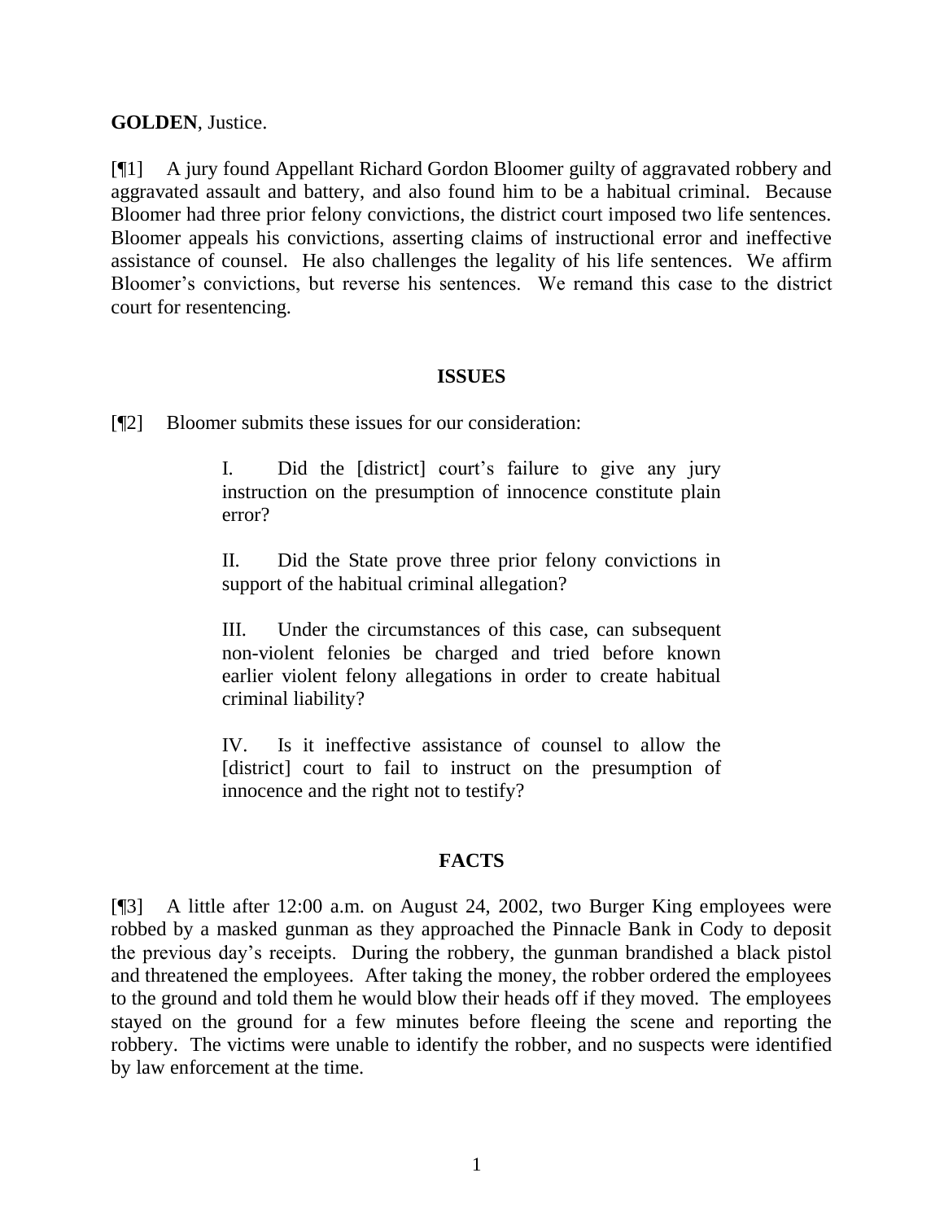**GOLDEN**, Justice.

[¶1] A jury found Appellant Richard Gordon Bloomer guilty of aggravated robbery and aggravated assault and battery, and also found him to be a habitual criminal. Because Bloomer had three prior felony convictions, the district court imposed two life sentences. Bloomer appeals his convictions, asserting claims of instructional error and ineffective assistance of counsel. He also challenges the legality of his life sentences. We affirm Bloomer's convictions, but reverse his sentences. We remand this case to the district court for resentencing.

## ISSUES

[¶2] Bloomer submits these issues for our consideration:

> I. Did the [district] court's failure to give any jury instruction on the presumption of innocence constitute plain error?
>
> II. Did the State prove three prior felony convictions in support of the habitual criminal allegation?
>
> III. Under the circumstances of this case, can subsequent non-violent felonies be charged and tried before known earlier violent felony allegations in order to create habitual criminal liability?
>
> IV. Is it ineffective assistance of counsel to allow the [district] court to fail to instruct on the presumption of innocence and the right not to testify?

## FACTS

[¶3] A little after 12:00 a.m. on August 24, 2002, two Burger King employees were robbed by a masked gunman as they approached the Pinnacle Bank in Cody to deposit the previous day's receipts. During the robbery, the gunman brandished a black pistol and threatened the employees. After taking the money, the robber ordered the employees to the ground and told them he would blow their heads off if they moved. The employees stayed on the ground for a few minutes before fleeing the scene and reporting the robbery. The victims were unable to identify the robber, and no suspects were identified by law enforcement at the time.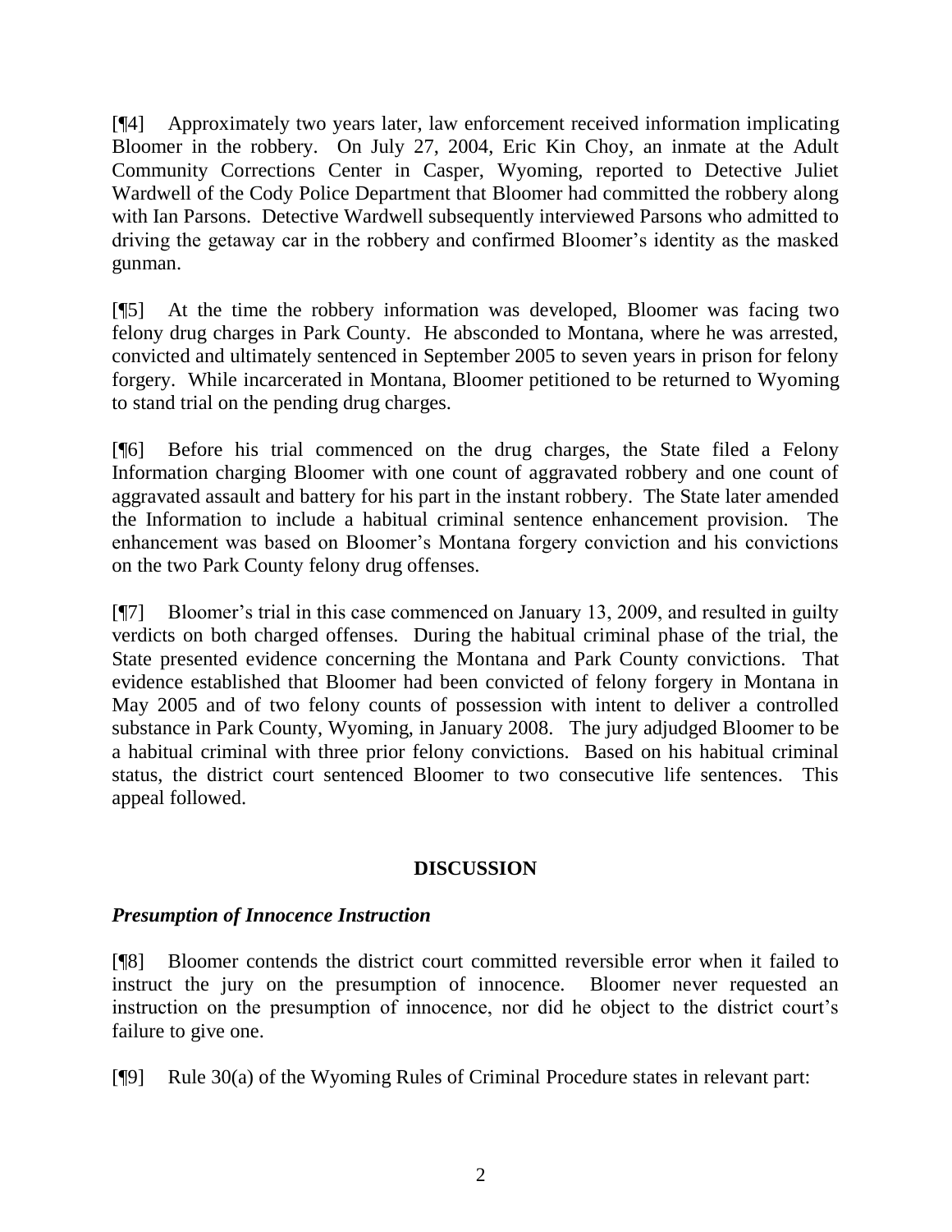[¶4] Approximately two years later, law enforcement received information implicating Bloomer in the robbery. On July 27, 2004, Eric Kin Choy, an inmate at the Adult Community Corrections Center in Casper, Wyoming, reported to Detective Juliet Wardwell of the Cody Police Department that Bloomer had committed the robbery along with Ian Parsons. Detective Wardwell subsequently interviewed Parsons who admitted to driving the getaway car in the robbery and confirmed Bloomer's identity as the masked gunman.

[¶5] At the time the robbery information was developed, Bloomer was facing two felony drug charges in Park County. He absconded to Montana, where he was arrested, convicted and ultimately sentenced in September 2005 to seven years in prison for felony forgery. While incarcerated in Montana, Bloomer petitioned to be returned to Wyoming to stand trial on the pending drug charges.

[¶6] Before his trial commenced on the drug charges, the State filed a Felony Information charging Bloomer with one count of aggravated robbery and one count of aggravated assault and battery for his part in the instant robbery. The State later amended the Information to include a habitual criminal sentence enhancement provision. The enhancement was based on Bloomer's Montana forgery conviction and his convictions on the two Park County felony drug offenses.

[¶7] Bloomer's trial in this case commenced on January 13, 2009, and resulted in guilty verdicts on both charged offenses. During the habitual criminal phase of the trial, the State presented evidence concerning the Montana and Park County convictions. That evidence established that Bloomer had been convicted of felony forgery in Montana in May 2005 and of two felony counts of possession with intent to deliver a controlled substance in Park County, Wyoming, in January 2008. The jury adjudged Bloomer to be a habitual criminal with three prior felony convictions. Based on his habitual criminal status, the district court sentenced Bloomer to two consecutive life sentences. This appeal followed.

## DISCUSSION

### *Presumption of Innocence Instruction*

[¶8] Bloomer contends the district court committed reversible error when it failed to instruct the jury on the presumption of innocence. Bloomer never requested an instruction on the presumption of innocence, nor did he object to the district court's failure to give one.

[¶9] Rule 30(a) of the Wyoming Rules of Criminal Procedure states in relevant part: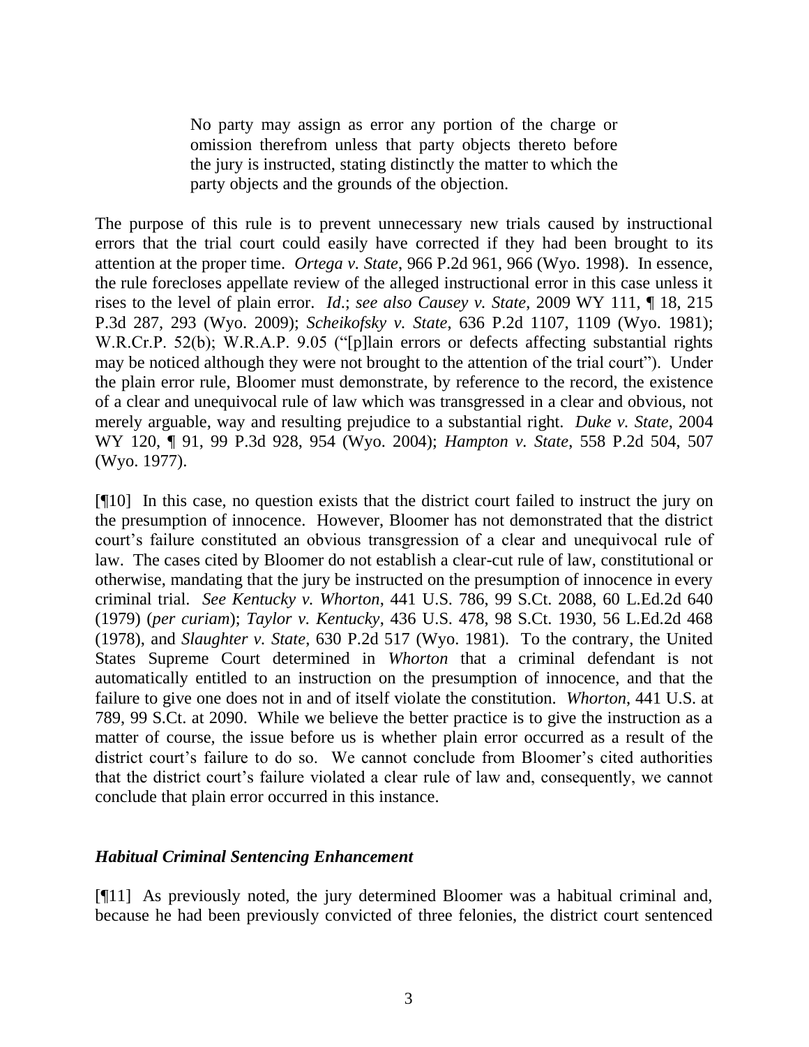> No party may assign as error any portion of the charge or omission therefrom unless that party objects thereto before the jury is instructed, stating distinctly the matter to which the party objects and the grounds of the objection.

The purpose of this rule is to prevent unnecessary new trials caused by instructional errors that the trial court could easily have corrected if they had been brought to its attention at the proper time. *Ortega v. State*, 966 P.2d 961, 966 (Wyo. 1998). In essence, the rule forecloses appellate review of the alleged instructional error in this case unless it rises to the level of plain error. *Id*.; *see also Causey v. State*, 2009 WY 111, ¶ 18, 215 P.3d 287, 293 (Wyo. 2009); *Scheikofsky v. State*, 636 P.2d 1107, 1109 (Wyo. 1981); W.R.Cr.P. 52(b); W.R.A.P. 9.05 ("[p]lain errors or defects affecting substantial rights may be noticed although they were not brought to the attention of the trial court"). Under the plain error rule, Bloomer must demonstrate, by reference to the record, the existence of a clear and unequivocal rule of law which was transgressed in a clear and obvious, not merely arguable, way and resulting prejudice to a substantial right. *Duke v. State*, 2004 WY 120, ¶ 91, 99 P.3d 928, 954 (Wyo. 2004); *Hampton v. State*, 558 P.2d 504, 507 (Wyo. 1977).

[¶10] In this case, no question exists that the district court failed to instruct the jury on the presumption of innocence. However, Bloomer has not demonstrated that the district court's failure constituted an obvious transgression of a clear and unequivocal rule of law. The cases cited by Bloomer do not establish a clear-cut rule of law, constitutional or otherwise, mandating that the jury be instructed on the presumption of innocence in every criminal trial. *See Kentucky v. Whorton*, 441 U.S. 786, 99 S.Ct. 2088, 60 L.Ed.2d 640 (1979) (*per curiam*); *Taylor v. Kentucky*, 436 U.S. 478, 98 S.Ct. 1930, 56 L.Ed.2d 468 (1978), and *Slaughter v. State*, 630 P.2d 517 (Wyo. 1981). To the contrary, the United States Supreme Court determined in *Whorton* that a criminal defendant is not automatically entitled to an instruction on the presumption of innocence, and that the failure to give one does not in and of itself violate the constitution. *Whorton*, 441 U.S. at 789, 99 S.Ct. at 2090. While we believe the better practice is to give the instruction as a matter of course, the issue before us is whether plain error occurred as a result of the district court's failure to do so. We cannot conclude from Bloomer's cited authorities that the district court's failure violated a clear rule of law and, consequently, we cannot conclude that plain error occurred in this instance.

### *Habitual Criminal Sentencing Enhancement*

[¶11] As previously noted, the jury determined Bloomer was a habitual criminal and, because he had been previously convicted of three felonies, the district court sentenced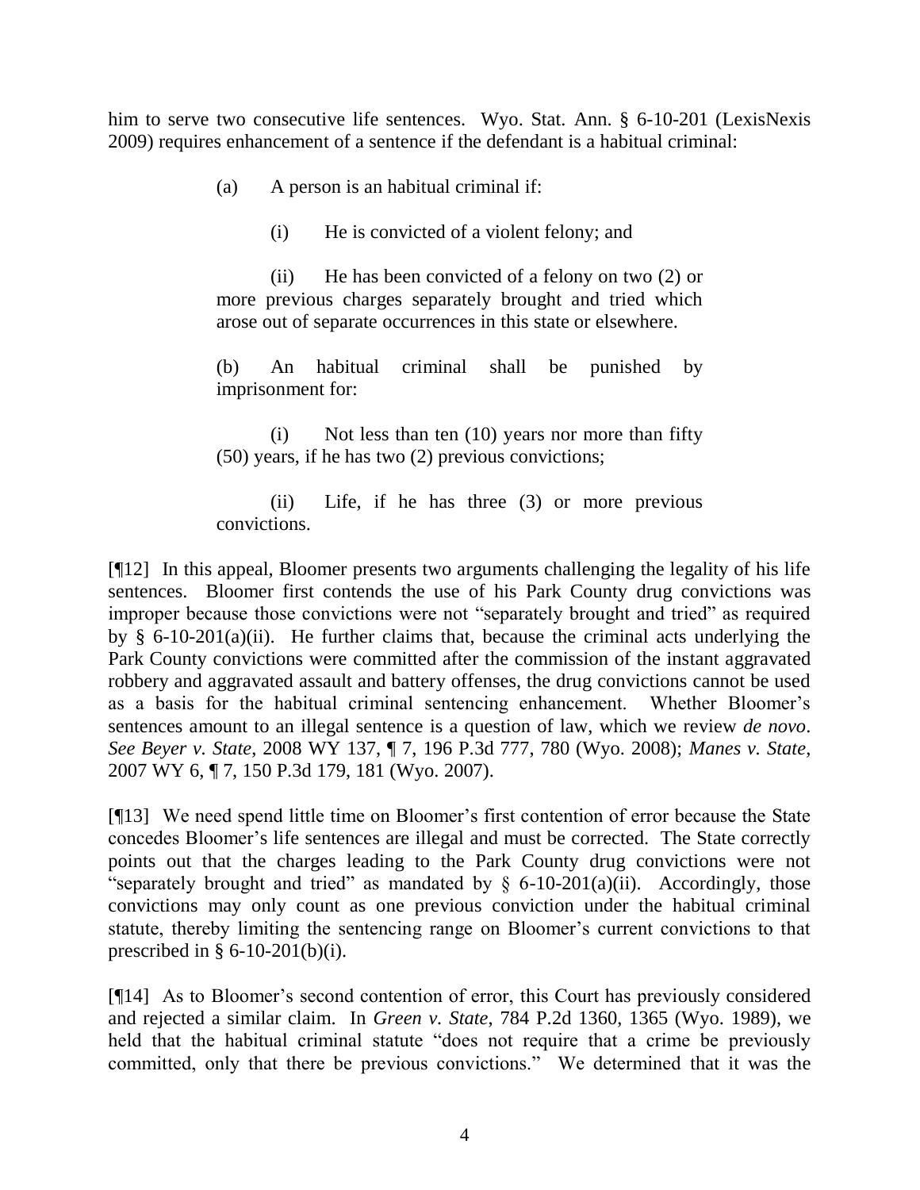him to serve two consecutive life sentences. Wyo. Stat. Ann. § 6-10-201 (LexisNexis 2009) requires enhancement of a sentence if the defendant is a habitual criminal:

> (a) A person is an habitual criminal if:
>
> (i) He is convicted of a violent felony; and
>
> (ii) He has been convicted of a felony on two (2) or more previous charges separately brought and tried which arose out of separate occurrences in this state or elsewhere.
>
> (b) An habitual criminal shall be punished by imprisonment for:
>
> (i) Not less than ten (10) years nor more than fifty (50) years, if he has two (2) previous convictions;
>
> (ii) Life, if he has three (3) or more previous convictions.

[¶12] In this appeal, Bloomer presents two arguments challenging the legality of his life sentences. Bloomer first contends the use of his Park County drug convictions was improper because those convictions were not "separately brought and tried" as required by § 6-10-201(a)(ii). He further claims that, because the criminal acts underlying the Park County convictions were committed after the commission of the instant aggravated robbery and aggravated assault and battery offenses, the drug convictions cannot be used as a basis for the habitual criminal sentencing enhancement. Whether Bloomer's sentences amount to an illegal sentence is a question of law, which we review *de novo*. *See Beyer v. State*, 2008 WY 137, ¶ 7, 196 P.3d 777, 780 (Wyo. 2008); *Manes v. State*, 2007 WY 6, ¶ 7, 150 P.3d 179, 181 (Wyo. 2007).

[¶13] We need spend little time on Bloomer's first contention of error because the State concedes Bloomer's life sentences are illegal and must be corrected. The State correctly points out that the charges leading to the Park County drug convictions were not "separately brought and tried" as mandated by § 6-10-201(a)(ii). Accordingly, those convictions may only count as one previous conviction under the habitual criminal statute, thereby limiting the sentencing range on Bloomer's current convictions to that prescribed in § 6-10-201(b)(i).

[¶14] As to Bloomer's second contention of error, this Court has previously considered and rejected a similar claim. In *Green v. State*, 784 P.2d 1360, 1365 (Wyo. 1989), we held that the habitual criminal statute "does not require that a crime be previously committed, only that there be previous convictions." We determined that it was the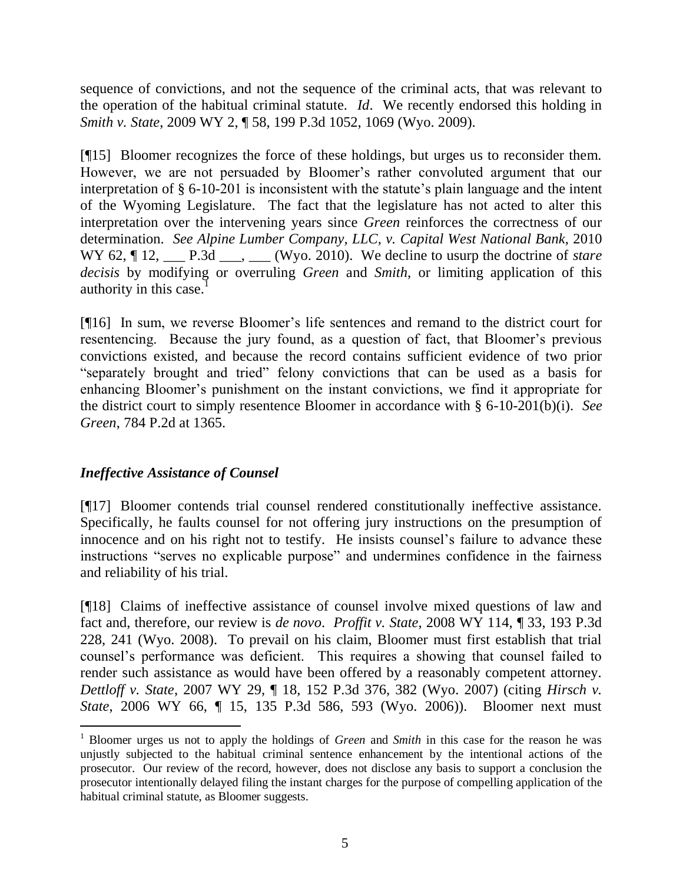sequence of convictions, and not the sequence of the criminal acts, that was relevant to the operation of the habitual criminal statute. *Id*. We recently endorsed this holding in *Smith v. State*, 2009 WY 2, ¶ 58, 199 P.3d 1052, 1069 (Wyo. 2009).

[¶15] Bloomer recognizes the force of these holdings, but urges us to reconsider them. However, we are not persuaded by Bloomer's rather convoluted argument that our interpretation of § 6-10-201 is inconsistent with the statute's plain language and the intent of the Wyoming Legislature. The fact that the legislature has not acted to alter this interpretation over the intervening years since *Green* reinforces the correctness of our determination. *See Alpine Lumber Company, LLC, v. Capital West National Bank*, 2010 WY 62, ¶ 12, ___ P.3d ___, ___ (Wyo. 2010). We decline to usurp the doctrine of *stare decisis* by modifying or overruling *Green* and *Smith*, or limiting application of this authority in this case.[1]

[¶16] In sum, we reverse Bloomer's life sentences and remand to the district court for resentencing. Because the jury found, as a question of fact, that Bloomer's previous convictions existed, and because the record contains sufficient evidence of two prior "separately brought and tried" felony convictions that can be used as a basis for enhancing Bloomer's punishment on the instant convictions, we find it appropriate for the district court to simply resentence Bloomer in accordance with § 6-10-201(b)(i). *See Green*, 784 P.2d at 1365.

### *Ineffective Assistance of Counsel*

[¶17] Bloomer contends trial counsel rendered constitutionally ineffective assistance. Specifically, he faults counsel for not offering jury instructions on the presumption of innocence and on his right not to testify. He insists counsel's failure to advance these instructions "serves no explicable purpose" and undermines confidence in the fairness and reliability of his trial.

[¶18] Claims of ineffective assistance of counsel involve mixed questions of law and fact and, therefore, our review is *de novo*. *Proffit v. State*, 2008 WY 114, ¶ 33, 193 P.3d 228, 241 (Wyo. 2008). To prevail on his claim, Bloomer must first establish that trial counsel's performance was deficient. This requires a showing that counsel failed to render such assistance as would have been offered by a reasonably competent attorney. *Dettloff v. State*, 2007 WY 29, ¶ 18, 152 P.3d 376, 382 (Wyo. 2007) (citing *Hirsch v. State*, 2006 WY 66, ¶ 15, 135 P.3d 586, 593 (Wyo. 2006)). Bloomer next must

---

[1] Bloomer urges us not to apply the holdings of *Green* and *Smith* in this case for the reason he was unjustly subjected to the habitual criminal sentence enhancement by the intentional actions of the prosecutor. Our review of the record, however, does not disclose any basis to support a conclusion the prosecutor intentionally delayed filing the instant charges for the purpose of compelling application of the habitual criminal statute, as Bloomer suggests.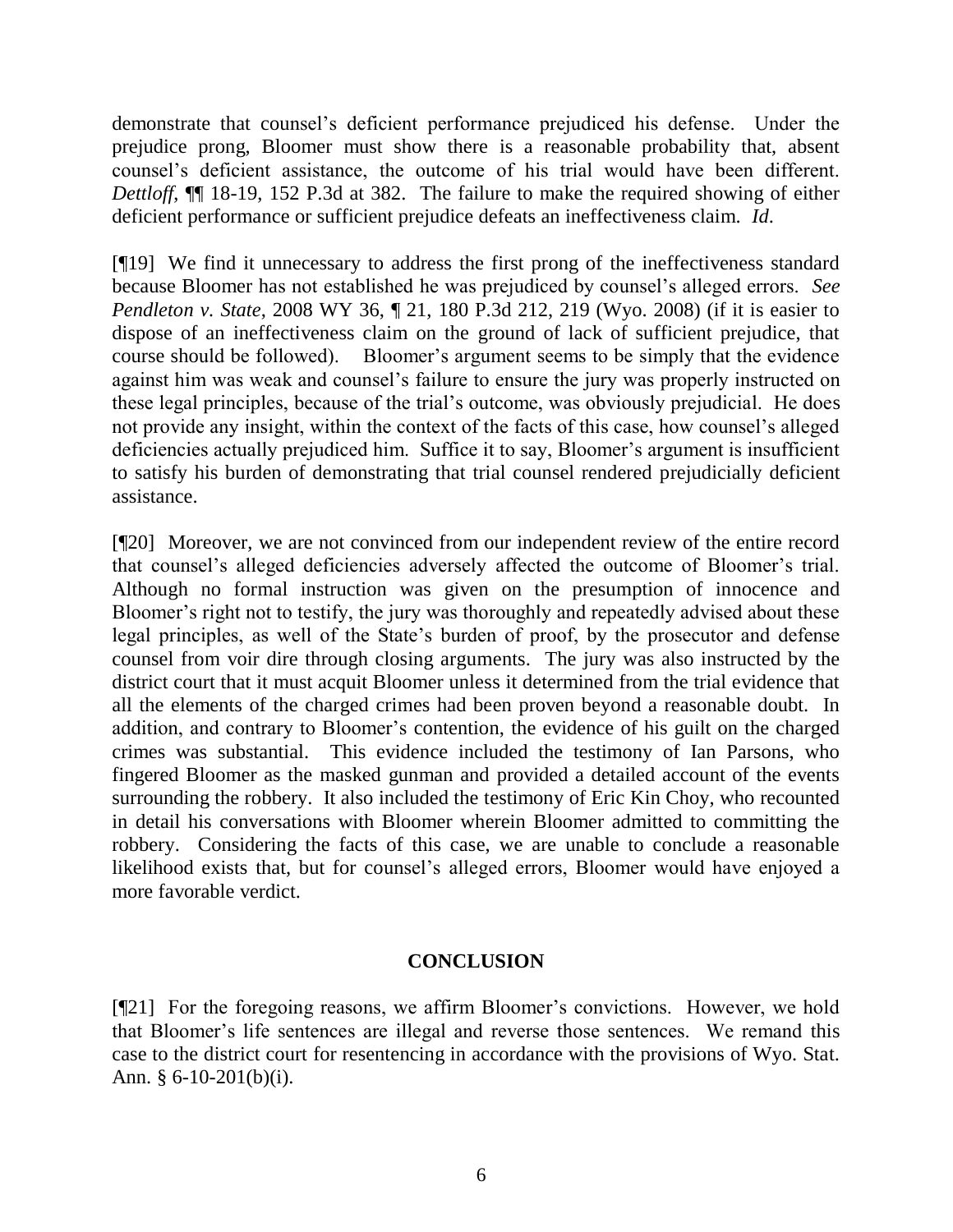demonstrate that counsel's deficient performance prejudiced his defense. Under the prejudice prong, Bloomer must show there is a reasonable probability that, absent counsel's deficient assistance, the outcome of his trial would have been different. *Dettloff*, ¶¶ 18-19, 152 P.3d at 382. The failure to make the required showing of either deficient performance or sufficient prejudice defeats an ineffectiveness claim. *Id*.

[¶19] We find it unnecessary to address the first prong of the ineffectiveness standard because Bloomer has not established he was prejudiced by counsel's alleged errors. *See Pendleton v. State*, 2008 WY 36, ¶ 21, 180 P.3d 212, 219 (Wyo. 2008) (if it is easier to dispose of an ineffectiveness claim on the ground of lack of sufficient prejudice, that course should be followed). Bloomer's argument seems to be simply that the evidence against him was weak and counsel's failure to ensure the jury was properly instructed on these legal principles, because of the trial's outcome, was obviously prejudicial. He does not provide any insight, within the context of the facts of this case, how counsel's alleged deficiencies actually prejudiced him. Suffice it to say, Bloomer's argument is insufficient to satisfy his burden of demonstrating that trial counsel rendered prejudicially deficient assistance.

[¶20] Moreover, we are not convinced from our independent review of the entire record that counsel's alleged deficiencies adversely affected the outcome of Bloomer's trial. Although no formal instruction was given on the presumption of innocence and Bloomer's right not to testify, the jury was thoroughly and repeatedly advised about these legal principles, as well of the State's burden of proof, by the prosecutor and defense counsel from voir dire through closing arguments. The jury was also instructed by the district court that it must acquit Bloomer unless it determined from the trial evidence that all the elements of the charged crimes had been proven beyond a reasonable doubt. In addition, and contrary to Bloomer's contention, the evidence of his guilt on the charged crimes was substantial. This evidence included the testimony of Ian Parsons, who fingered Bloomer as the masked gunman and provided a detailed account of the events surrounding the robbery. It also included the testimony of Eric Kin Choy, who recounted in detail his conversations with Bloomer wherein Bloomer admitted to committing the robbery. Considering the facts of this case, we are unable to conclude a reasonable likelihood exists that, but for counsel's alleged errors, Bloomer would have enjoyed a more favorable verdict.

## CONCLUSION

[¶21] For the foregoing reasons, we affirm Bloomer's convictions. However, we hold that Bloomer's life sentences are illegal and reverse those sentences. We remand this case to the district court for resentencing in accordance with the provisions of Wyo. Stat. Ann. § 6-10-201(b)(i).